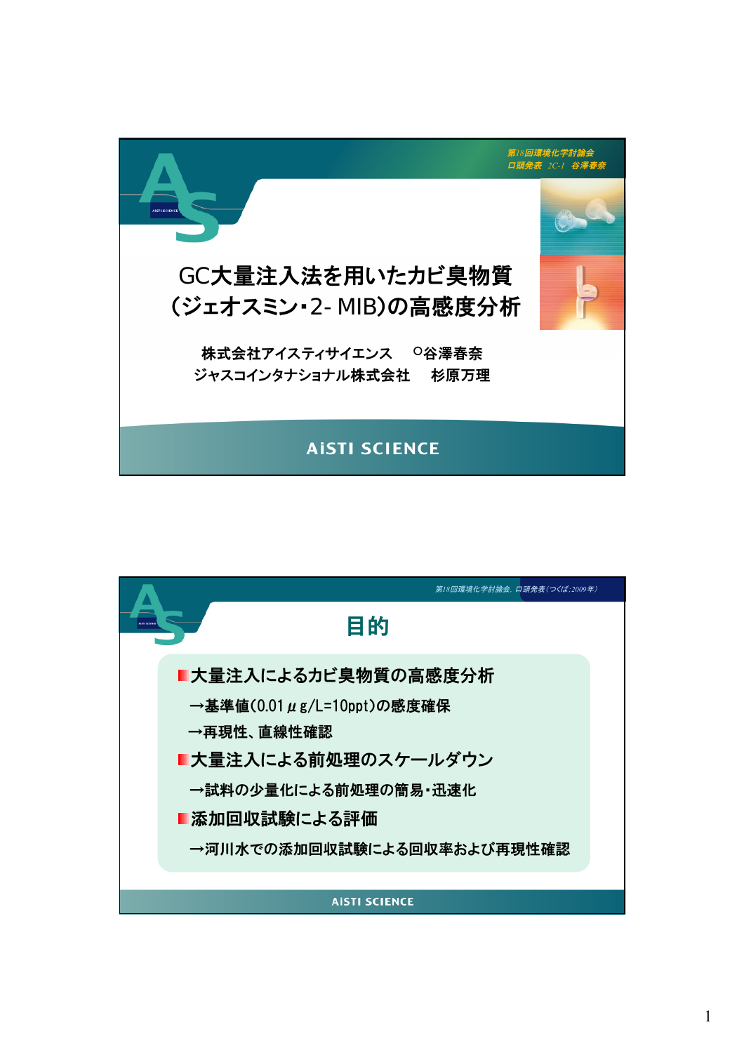第18回環境化学討論会
口頭発表 2C-1 谷澤春奈

# GC大量注入法を用いたカビ臭物質(ジェオスミン・2- MIB)の高感度分析

株式会社アイスティサイエンス　○谷澤春奈
ジャスコインタナショナル株式会社　杉原万理

AiSTI SCIENCE

---

第18回環境化学討論会, 口頭発表(つくば:2009年)

## 目的

- 大量注入によるカビ臭物質の高感度分析
  - →基準値(0.01μg/L=10ppt)の感度確保
  - →再現性、直線性確認
- 大量注入による前処理のスケールダウン
  - →試料の少量化による前処理の簡易・迅速化
- 添加回収試験による評価
  - →河川水での添加回収試験による回収率および再現性確認

AiSTI SCIENCE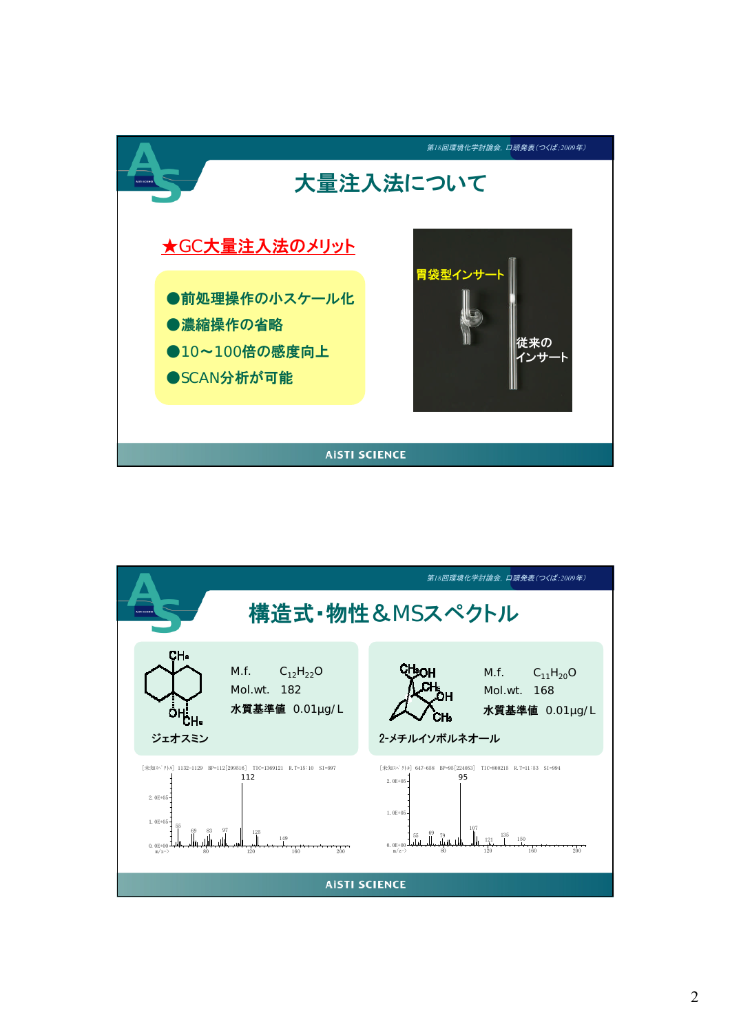## 大量注入法について

**★GC大量注入法のメリット**

- ●前処理操作の小スケール化
- ●濃縮操作の省略
- ●10～100倍の感度向上
- ●SCAN分析が可能

胃袋型インサート

従来のインサート

## 構造式・物性＆MSスペクトル

**ジェオスミン**

M.f.　$C_{12}H_{22}O$
Mol.wt.　182
**水質基準値**　0.01μg/L

**2-メチルイソボルネオール**

M.f.　$C_{11}H_{20}O$
Mol.wt.　168
**水質基準値**　0.01μg/L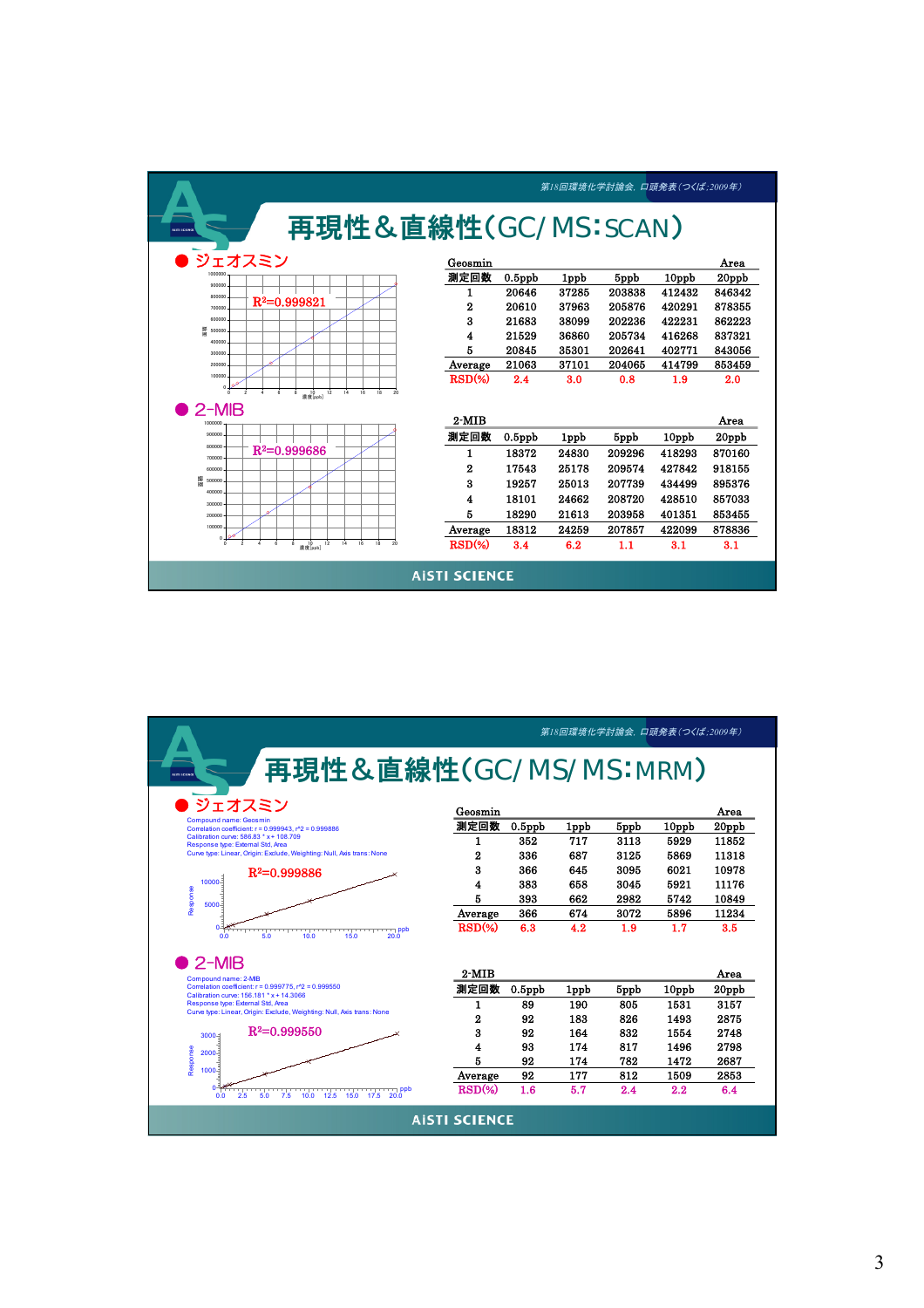第18回環境化学討論会、口頭発表（つくば:2009年）

# 再現性＆直線性(GC/MS:SCAN)

## ● ジェオスミン

$R^2$=0.999821

| Geosmin | | | | | Area |
|---|---|---|---|---|---|
| 測定回数 | 0.5ppb | 1ppb | 5ppb | 10ppb | 20ppb |
| 1 | 20646 | 37285 | 203838 | 412432 | 846342 |
| 2 | 20610 | 37963 | 205876 | 420291 | 878355 |
| 3 | 21683 | 38099 | 202236 | 422231 | 862223 |
| 4 | 21529 | 36860 | 205734 | 416268 | 837321 |
| 5 | 20845 | 35301 | 202641 | 402771 | 843056 |
| Average | 21063 | 37101 | 204065 | 414799 | 853459 |
| RSD(%) | 2.4 | 3.0 | 0.8 | 1.9 | 2.0 |

## ● 2-MIB

$R^2$=0.999686

| 2-MIB | | | | | Area |
|---|---|---|---|---|---|
| 測定回数 | 0.5ppb | 1ppb | 5ppb | 10ppb | 20ppb |
| 1 | 18372 | 24830 | 209296 | 418293 | 870160 |
| 2 | 17543 | 25178 | 209574 | 427842 | 918155 |
| 3 | 19257 | 25013 | 207739 | 434499 | 895376 |
| 4 | 18101 | 24662 | 208720 | 428510 | 857033 |
| 5 | 18290 | 21613 | 203958 | 401351 | 853455 |
| Average | 18312 | 24259 | 207857 | 422099 | 878836 |
| RSD(%) | 3.4 | 6.2 | 1.1 | 3.1 | 3.1 |

AISTI SCIENCE

第18回環境化学討論会、口頭発表（つくば:2009年）

# 再現性＆直線性(GC/MS/MS:MRM)

## ● ジェオスミン

Compound name: Geosmin
Correlation coefficient: r = 0.999943, r^2 = 0.999886
Calibration curve: 586.83 * x + 108.709
Response type: External Std, Area
Curve type: Linear, Origin: Exclude, Weighting: Null, Axis trans: None

$R^2$=0.999886

| Geosmin | | | | | Area |
|---|---|---|---|---|---|
| 測定回数 | 0.5ppb | 1ppb | 5ppb | 10ppb | 20ppb |
| 1 | 352 | 717 | 3113 | 5929 | 11852 |
| 2 | 336 | 687 | 3125 | 5869 | 11318 |
| 3 | 366 | 645 | 3095 | 6021 | 10978 |
| 4 | 383 | 658 | 3045 | 5921 | 11176 |
| 5 | 393 | 662 | 2982 | 5742 | 10849 |
| Average | 366 | 674 | 3072 | 5896 | 11234 |
| RSD(%) | 6.3 | 4.2 | 1.9 | 1.7 | 3.5 |

## ● 2-MIB

Compound name: 2-MIB
Correlation coefficient: r = 0.999775, r^2 = 0.999550
Calibration curve: 156.181 * x + 14.3066
Response type: External Std, Area
Curve type: Linear, Origin: Exclude, Weighting: Null, Axis trans: None

$R^2$=0.999550

| 2-MIB | | | | | Area |
|---|---|---|---|---|---|
| 測定回数 | 0.5ppb | 1ppb | 5ppb | 10ppb | 20ppb |
| 1 | 89 | 190 | 805 | 1531 | 3157 |
| 2 | 92 | 183 | 826 | 1493 | 2875 |
| 3 | 92 | 164 | 832 | 1554 | 2748 |
| 4 | 93 | 174 | 817 | 1496 | 2798 |
| 5 | 92 | 174 | 782 | 1472 | 2687 |
| Average | 92 | 177 | 812 | 1509 | 2853 |
| RSD(%) | 1.6 | 5.7 | 2.4 | 2.2 | 6.4 |

AISTI SCIENCE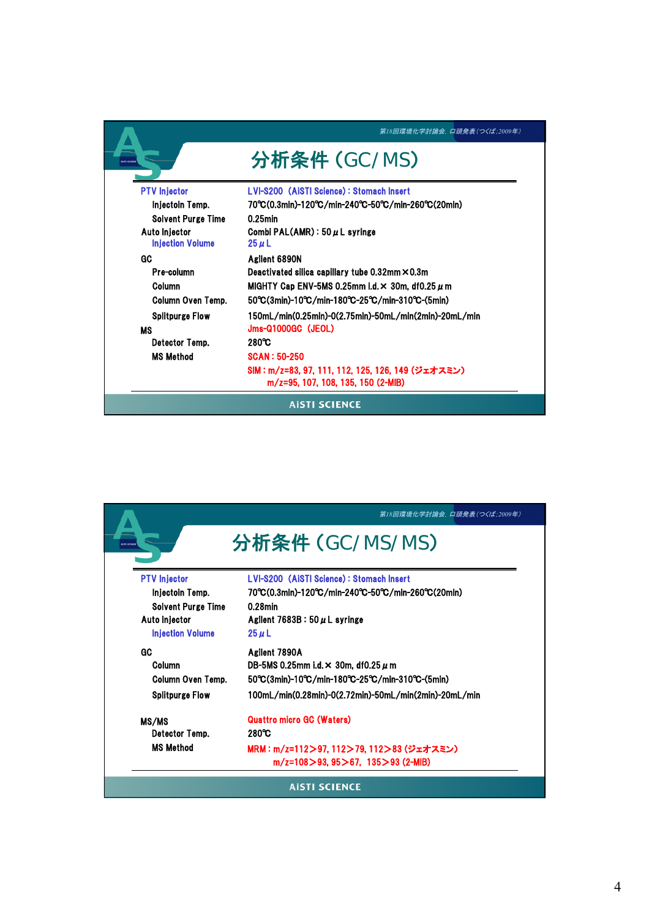## 分析条件（GC/MS）

| | |
|---|---|
| PTV Injector | LVI-S200（AiSTI Science）: Stomach Insert |
| Injectoin Temp. | 70℃(0.3min)-120℃/min-240℃-50℃/min-260℃(20min) |
| Solvent Purge Time | 0.25min |
| Auto Injector | Combi PAL(AMR) : 50 μL syringe |
| Injection Volume | 25 μL |
| GC | Agilent 6890N |
| Pre-column | Deactivated silica capillary tube 0.32mm×0.3m |
| Column | MIGHTY Cap ENV-5MS 0.25mm I.d.× 30m, df0.25 μm |
| Column Oven Temp. | 50℃(3min)-10℃/min-180℃-25℃/min-310℃-(5min) |
| Splitpurge Flow | 150mL/min(0.25min)-0(2.75min)-50mL/min(2min)-20mL/min |
| MS | Jms-Q1000GC（JEOL） |
| Detector Temp. | 280℃ |
| MS Method | SCAN : 50-250 |
| | SIM : m/z=83, 97, 111, 112, 125, 126, 149 (ジェオスミン) |
| | m/z=95, 107, 108, 135, 150 (2-MIB) |

## 分析条件（GC/MS/MS）

| | |
|---|---|
| PTV Injector | LVI-S200（AiSTI Science）: Stomach Insert |
| Injectoin Temp. | 70℃(0.3min)-120℃/min-240℃-50℃/min-260℃(20min) |
| Solvent Purge Time | 0.28min |
| Auto Injector | Agilent 7683B : 50 μL syringe |
| Injection Volume | 25 μL |
| GC | Agilent 7890A |
| Column | DB-5MS 0.25mm i.d.× 30m, df0.25 μm |
| Column Oven Temp. | 50℃(3min)-10℃/min-180℃-25℃/min-310℃-(5min) |
| Splitpurge Flow | 100mL/min(0.28min)-0(2.72min)-50mL/min(2min)-20mL/min |
| MS/MS | Quattro micro GC (Waters) |
| Detector Temp. | 280℃ |
| MS Method | MRM : m/z=112>97, 112>79, 112>83 (ジェオスミン) |
| | m/z=108>93, 95>67, 135>93 (2-MIB) |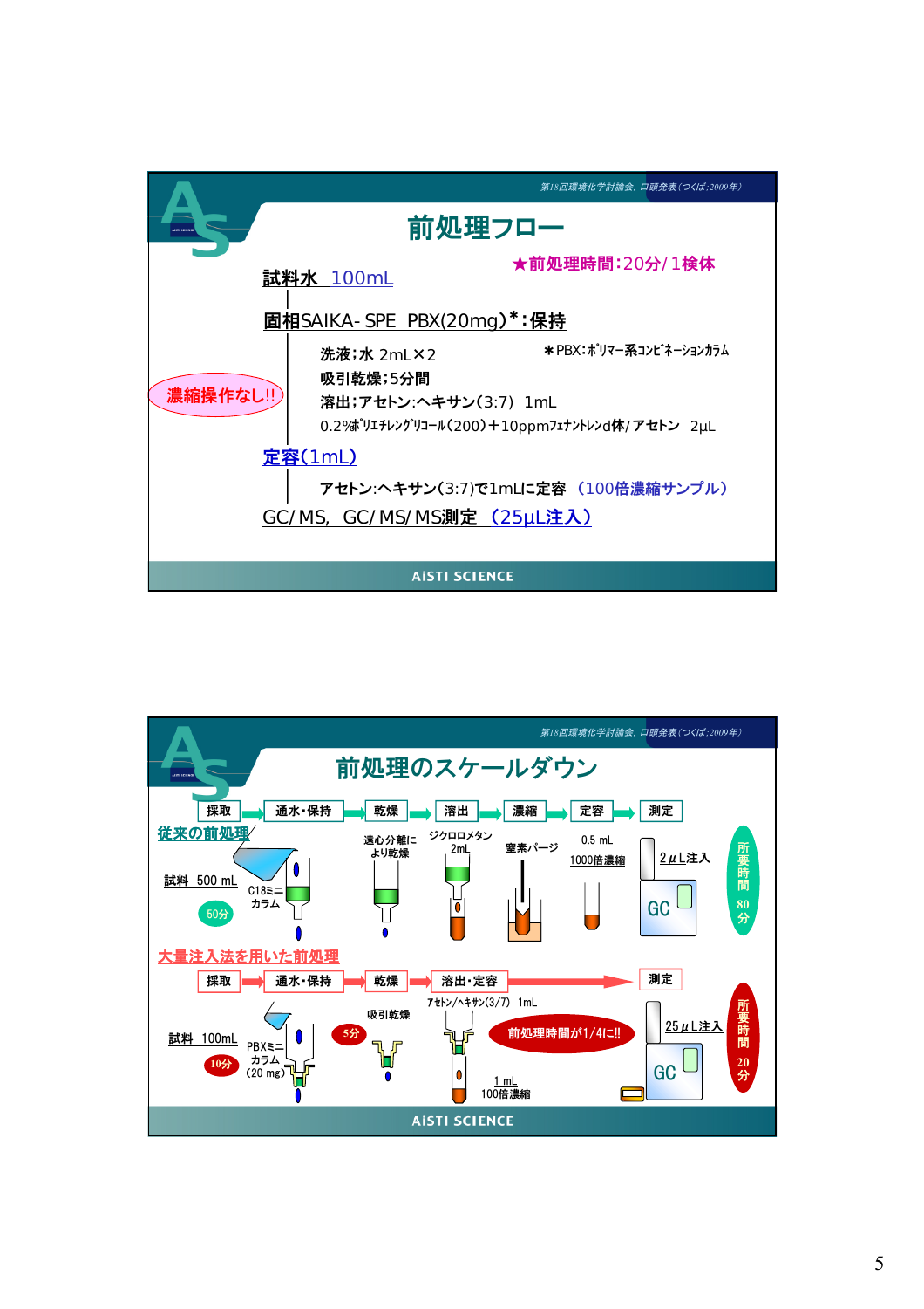第18回環境化学討論会、口頭発表（つくば:2009年）

## 前処理フロー

★前処理時間:20分/1検体

**試料水　100mL**

**固相SAIKA-SPE　PBX(20mg)*:保持**

＊PBX:ポリマー系コンビネーションカラム

濃縮操作なし!!

- 洗液;水 2mL×2
- 吸引乾燥;5分間
- 溶出;アセトン:ヘキサン(3:7)　1mL
- 0.2%ポリエチレングリコール(200)＋10ppmフェナントレンd体/アセトン　2μL

**定容(1mL)**

アセトン:ヘキサン(3:7)で1mLに定容 （100倍濃縮サンプル）

**GC/MS,　GC/MS/MS測定 （25μL注入）**

AISTI SCIENCE

---

第18回環境化学討論会、口頭発表（つくば:2009年）

## 前処理のスケールダウン

**従来の前処理**

採取 → 通水・保持 → 乾燥 → 溶出 → 濃縮 → 定容 → 測定

- 試料　500 mL（50分）
- C18ミニカラム
- 遠心分離により乾燥
- ジクロロメタン 2mL
- 窒素パージ
- 0.5 mL　1000倍濃縮
- 2μL注入　GC
- 所要時間80分

**大量注入法を用いた前処理**

採取 → 通水・保持 → 乾燥 → 溶出・定容 → 測定

- 試料　100mL（10分）
- PBXミニカラム（20 mg）
- 吸引乾燥（5分）
- アセトン/ヘキサン(3/7)　1mL
- 1 mL　100倍濃縮
- 前処理時間が1/4に!!
- 25μL注入　GC
- 所要時間20分

AISTI SCIENCE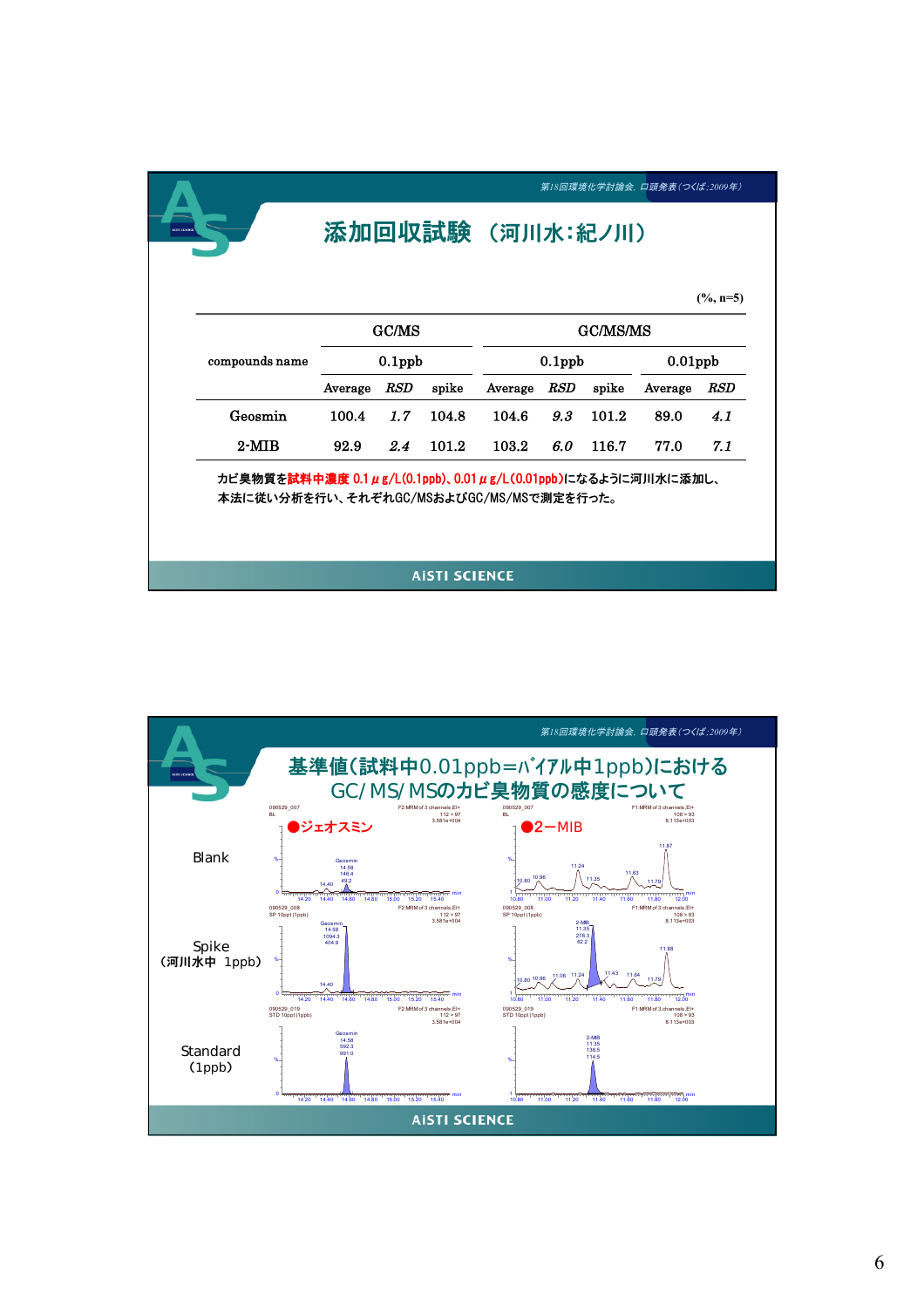## 添加回収試験 （河川水：紀ノ川）

(%, n=5)

| compounds name | GC/MS | | | GC/MS/MS | | | | |
|---|---|---|---|---|---|---|---|---|
| | 0.1ppb | | | 0.1ppb | | | 0.01ppb | |
| | Average | *RSD* | spike | Average | *RSD* | spike | Average | *RSD* |
| Geosmin | 100.4 | *1.7* | 104.8 | 104.6 | *9.3* | 101.2 | 89.0 | *4.1* |
| 2-MIB | 92.9 | *2.4* | 101.2 | 103.2 | *6.0* | 116.7 | 77.0 | *7.1* |

カビ臭物質を試料中濃度 0.1 μg/L(0.1ppb)、0.01 μg/L(0.01ppb)になるように河川水に添加し、本法に従い分析を行い、それぞれGC/MSおよびGC/MS/MSで測定を行った。

## 基準値(試料中0.01ppb=バイアル中1ppb)における GC/MS/MSのカビ臭物質の感度について

●ジェオスミン　●2－MIB

Blank

Spike（河川水中 1ppb）

Standard（1ppb）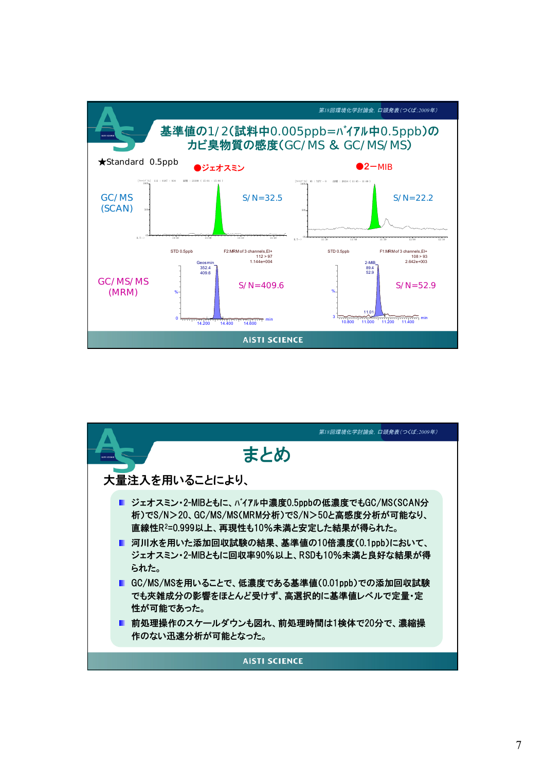## 基準値の1/2(試料中0.005ppb=バイアル中0.5ppb)のカビ臭物質の感度(GC/MS & GC/MS/MS)

★Standard 0.5ppb

●ジェオスミン

●2ーMIB

GC/MS (SCAN)

S/N=32.5

S/N=22.2

GC/MS/MS (MRM)

STD 0.5ppb

F2:MRM of 3 channels,EI+
112 > 97
1.144e+004

Geosmin
352.4
409.6

S/N=409.6

STD 0.5ppb

F1:MRM of 3 channels,EI+
108 > 93
2.642e+003

2-MIB
89.4
52.9

S/N=52.9

## まとめ

**大量注入を用いることにより、**

- ジェオスミン・2-MIBともに、バイアル中濃度0.5ppbの低濃度でもGC/MS(SCAN分析)でS/N>20、GC/MS/MS(MRM分析)でS/N>50と高感度分析が可能なり、直線性$R^2$=0.999以上、再現性も10%未満と安定した結果が得られた。
- 河川水を用いた添加回収試験の結果、基準値の10倍濃度(0.1ppb)において、ジェオスミン・2-MIBともに回収率90%以上、RSDも10%未満と良好な結果が得られた。
- GC/MS/MSを用いることで、低濃度である基準値(0.01ppb)での添加回収試験でも夾雑成分の影響をほとんど受けず、高選択的に基準値レベルで定量・定性が可能であった。
- 前処理操作のスケールダウンも図れ、前処理時間は1検体で20分で、濃縮操作のない迅速分析が可能となった。